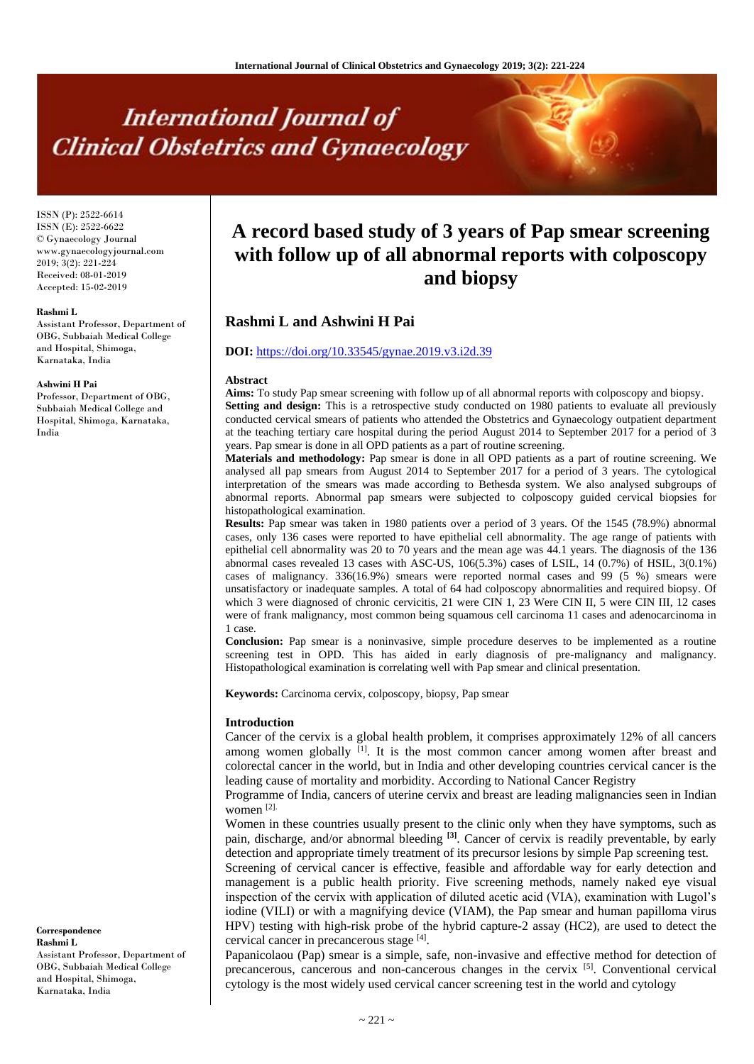# A record based study of 3 years of Pap smear screening with follow up of all abnormal reports with colposcopy and biopsy

ISSN (P): 2522-6614
ISSN (E): 2522-6622
© Gynaecology Journal
www.gynaecologyjournal.com
2019; 3(2): 221-224
Received: 08-01-2019
Accepted: 15-02-2019

**Rashmi L**
Assistant Professor, Department of OBG, Subbaiah Medical College and Hospital, Shimoga, Karnataka, India

**Ashwini H Pai**
Professor, Department of OBG, Subbaiah Medical College and Hospital, Shimoga, Karnataka, India

**Correspondence**
**Rashmi L**
Assistant Professor, Department of OBG, Subbaiah Medical College and Hospital, Shimoga, Karnataka, India

## Rashmi L and Ashwini H Pai

**DOI:** https://doi.org/10.33545/gynae.2019.v3.i2d.39

### Abstract

**Aims:** To study Pap smear screening with follow up of all abnormal reports with colposcopy and biopsy.

**Setting and design:** This is a retrospective study conducted on 1980 patients to evaluate all previously conducted cervical smears of patients who attended the Obstetrics and Gynaecology outpatient department at the teaching tertiary care hospital during the period August 2014 to September 2017 for a period of 3 years. Pap smear is done in all OPD patients as a part of routine screening.

**Materials and methodology:** Pap smear is done in all OPD patients as a part of routine screening. We analysed all pap smears from August 2014 to September 2017 for a period of 3 years. The cytological interpretation of the smears was made according to Bethesda system. We also analysed subgroups of abnormal reports. Abnormal pap smears were subjected to colposcopy guided cervical biopsies for histopathological examination.

**Results:** Pap smear was taken in 1980 patients over a period of 3 years. Of the 1545 (78.9%) abnormal cases, only 136 cases were reported to have epithelial cell abnormality. The age range of patients with epithelial cell abnormality was 20 to 70 years and the mean age was 44.1 years. The diagnosis of the 136 abnormal cases revealed 13 cases with ASC-US, 106(5.3%) cases of LSIL, 14 (0.7%) of HSIL, 3(0.1%) cases of malignancy. 336(16.9%) smears were reported normal cases and 99 (5 %) smears were unsatisfactory or inadequate samples. A total of 64 had colposcopy abnormalities and required biopsy. Of which 3 were diagnosed of chronic cervicitis, 21 were CIN 1, 23 Were CIN II, 5 were CIN III, 12 cases were of frank malignancy, most common being squamous cell carcinoma 11 cases and adenocarcinoma in 1 case.

**Conclusion:** Pap smear is a noninvasive, simple procedure deserves to be implemented as a routine screening test in OPD. This has aided in early diagnosis of pre-malignancy and malignancy. Histopathological examination is correlating well with Pap smear and clinical presentation.

**Keywords:** Carcinoma cervix, colposcopy, biopsy, Pap smear

### Introduction

Cancer of the cervix is a global health problem, it comprises approximately 12% of all cancers among women globally [1]. It is the most common cancer among women after breast and colorectal cancer in the world, but in India and other developing countries cervical cancer is the leading cause of mortality and morbidity. According to National Cancer Registry

Programme of India, cancers of uterine cervix and breast are leading malignancies seen in Indian women [2].

Women in these countries usually present to the clinic only when they have symptoms, such as pain, discharge, and/or abnormal bleeding [3]. Cancer of cervix is readily preventable, by early detection and appropriate timely treatment of its precursor lesions by simple Pap screening test.

Screening of cervical cancer is effective, feasible and affordable way for early detection and management is a public health priority. Five screening methods, namely naked eye visual inspection of the cervix with application of diluted acetic acid (VIA), examination with Lugol's iodine (VILI) or with a magnifying device (VIAM), the Pap smear and human papilloma virus HPV) testing with high-risk probe of the hybrid capture-2 assay (HC2), are used to detect the cervical cancer in precancerous stage [4].

Papanicolaou (Pap) smear is a simple, safe, non-invasive and effective method for detection of precancerous, cancerous and non-cancerous changes in the cervix [5]. Conventional cervical cytology is the most widely used cervical cancer screening test in the world and cytology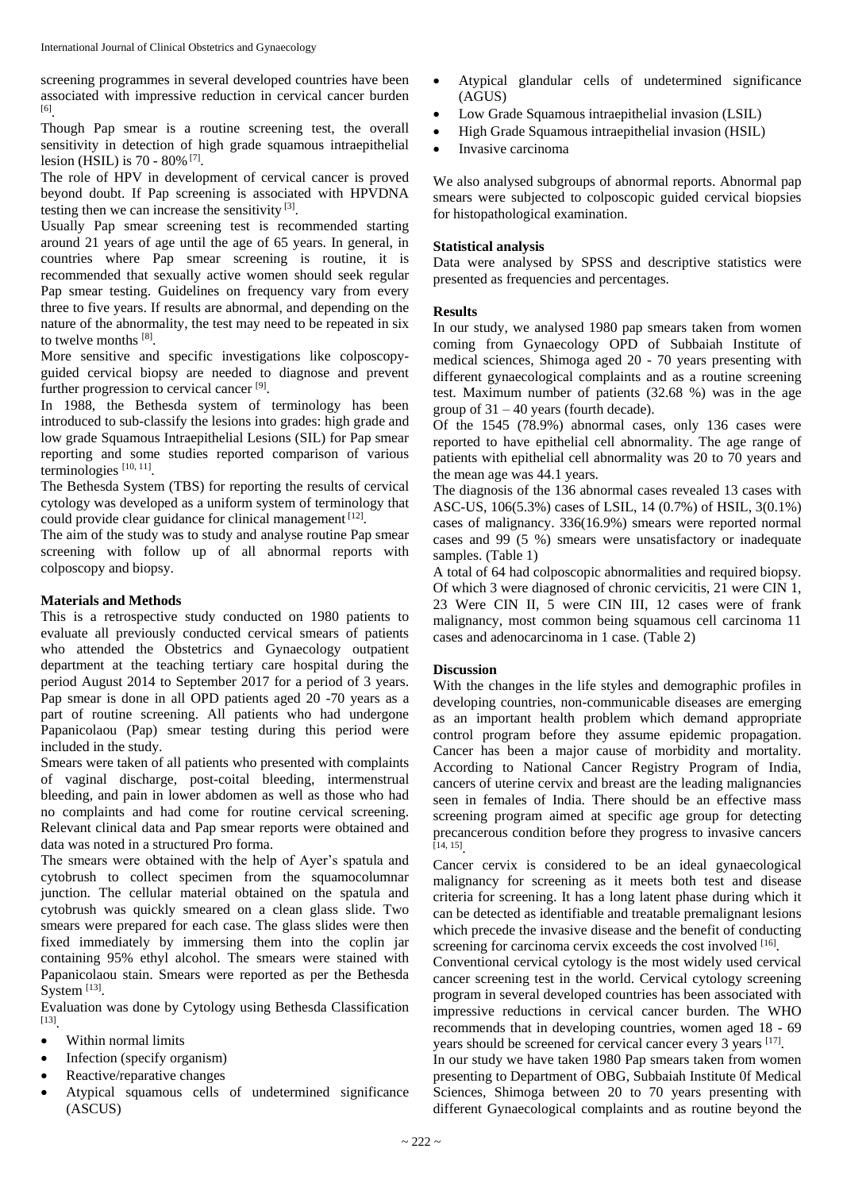screening programmes in several developed countries have been associated with impressive reduction in cervical cancer burden [6].

Though Pap smear is a routine screening test, the overall sensitivity in detection of high grade squamous intraepithelial lesion (HSIL) is 70 - 80% [7].

The role of HPV in development of cervical cancer is proved beyond doubt. If Pap screening is associated with HPVDNA testing then we can increase the sensitivity [3].

Usually Pap smear screening test is recommended starting around 21 years of age until the age of 65 years. In general, in countries where Pap smear screening is routine, it is recommended that sexually active women should seek regular Pap smear testing. Guidelines on frequency vary from every three to five years. If results are abnormal, and depending on the nature of the abnormality, the test may need to be repeated in six to twelve months [8].

More sensitive and specific investigations like colposcopy-guided cervical biopsy are needed to diagnose and prevent further progression to cervical cancer [9].

In 1988, the Bethesda system of terminology has been introduced to sub-classify the lesions into grades: high grade and low grade Squamous Intraepithelial Lesions (SIL) for Pap smear reporting and some studies reported comparison of various terminologies [10, 11].

The Bethesda System (TBS) for reporting the results of cervical cytology was developed as a uniform system of terminology that could provide clear guidance for clinical management [12].

The aim of the study was to study and analyse routine Pap smear screening with follow up of all abnormal reports with colposcopy and biopsy.

## Materials and Methods

This is a retrospective study conducted on 1980 patients to evaluate all previously conducted cervical smears of patients who attended the Obstetrics and Gynaecology outpatient department at the teaching tertiary care hospital during the period August 2014 to September 2017 for a period of 3 years. Pap smear is done in all OPD patients aged 20 -70 years as a part of routine screening. All patients who had undergone Papanicolaou (Pap) smear testing during this period were included in the study.

Smears were taken of all patients who presented with complaints of vaginal discharge, post-coital bleeding, intermenstrual bleeding, and pain in lower abdomen as well as those who had no complaints and had come for routine cervical screening. Relevant clinical data and Pap smear reports were obtained and data was noted in a structured Pro forma.

The smears were obtained with the help of Ayer's spatula and cytobrush to collect specimen from the squamocolumnar junction. The cellular material obtained on the spatula and cytobrush was quickly smeared on a clean glass slide. Two smears were prepared for each case. The glass slides were then fixed immediately by immersing them into the coplin jar containing 95% ethyl alcohol. The smears were stained with Papanicolaou stain. Smears were reported as per the Bethesda System [13].

Evaluation was done by Cytology using Bethesda Classification [13].

- Within normal limits
- Infection (specify organism)
- Reactive/reparative changes
- Atypical squamous cells of undetermined significance (ASCUS)
- Atypical glandular cells of undetermined significance (AGUS)
- Low Grade Squamous intraepithelial invasion (LSIL)
- High Grade Squamous intraepithelial invasion (HSIL)
- Invasive carcinoma

We also analysed subgroups of abnormal reports. Abnormal pap smears were subjected to colposcopic guided cervical biopsies for histopathological examination.

### Statistical analysis

Data were analysed by SPSS and descriptive statistics were presented as frequencies and percentages.

## Results

In our study, we analysed 1980 pap smears taken from women coming from Gynaecology OPD of Subbaiah Institute of medical sciences, Shimoga aged 20 - 70 years presenting with different gynaecological complaints and as a routine screening test. Maximum number of patients (32.68 %) was in the age group of 31 – 40 years (fourth decade).

Of the 1545 (78.9%) abnormal cases, only 136 cases were reported to have epithelial cell abnormality. The age range of patients with epithelial cell abnormality was 20 to 70 years and the mean age was 44.1 years.

The diagnosis of the 136 abnormal cases revealed 13 cases with ASC-US, 106(5.3%) cases of LSIL, 14 (0.7%) of HSIL, 3(0.1%) cases of malignancy. 336(16.9%) smears were reported normal cases and 99 (5 %) smears were unsatisfactory or inadequate samples. (Table 1)

A total of 64 had colposcopic abnormalities and required biopsy. Of which 3 were diagnosed of chronic cervicitis, 21 were CIN 1, 23 Were CIN II, 5 were CIN III, 12 cases were of frank malignancy, most common being squamous cell carcinoma 11 cases and adenocarcinoma in 1 case. (Table 2)

## Discussion

With the changes in the life styles and demographic profiles in developing countries, non-communicable diseases are emerging as an important health problem which demand appropriate control program before they assume epidemic propagation. Cancer has been a major cause of morbidity and mortality. According to National Cancer Registry Program of India, cancers of uterine cervix and breast are the leading malignancies seen in females of India. There should be an effective mass screening program aimed at specific age group for detecting precancerous condition before they progress to invasive cancers [14, 15].

Cancer cervix is considered to be an ideal gynaecological malignancy for screening as it meets both test and disease criteria for screening. It has a long latent phase during which it can be detected as identifiable and treatable premalignant lesions which precede the invasive disease and the benefit of conducting screening for carcinoma cervix exceeds the cost involved [16].

Conventional cervical cytology is the most widely used cervical cancer screening test in the world. Cervical cytology screening program in several developed countries has been associated with impressive reductions in cervical cancer burden. The WHO recommends that in developing countries, women aged 18 - 69 years should be screened for cervical cancer every 3 years [17].

In our study we have taken 1980 Pap smears taken from women presenting to Department of OBG, Subbaiah Institute 0f Medical Sciences, Shimoga between 20 to 70 years presenting with different Gynaecological complaints and as routine beyond the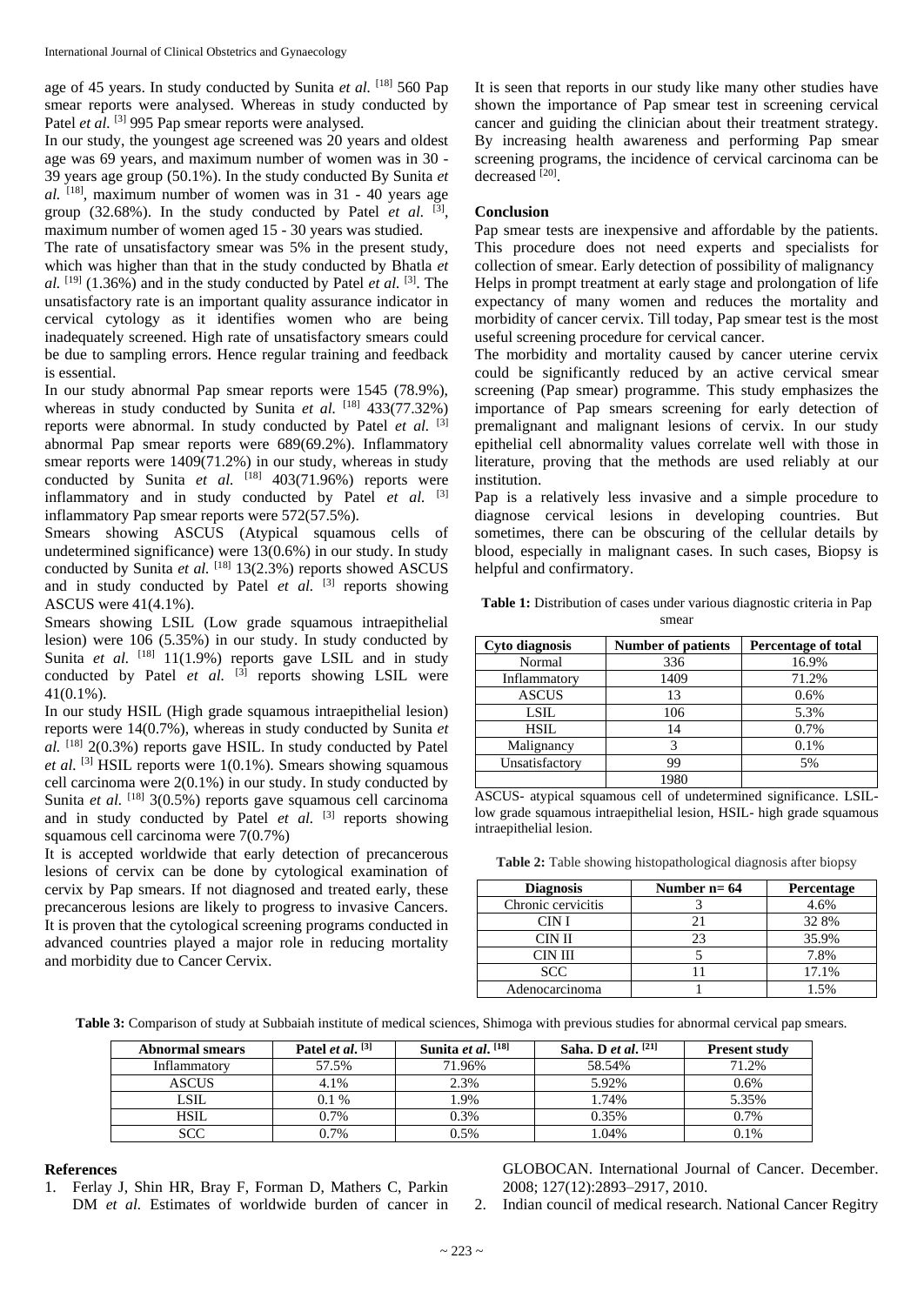age of 45 years. In study conducted by Sunita *et al.* [18] 560 Pap smear reports were analysed. Whereas in study conducted by Patel *et al.* [3] 995 Pap smear reports were analysed.

In our study, the youngest age screened was 20 years and oldest age was 69 years, and maximum number of women was in 30 - 39 years age group (50.1%). In the study conducted By Sunita *et al.* [18], maximum number of women was in 31 - 40 years age group (32.68%). In the study conducted by Patel *et al.* [3], maximum number of women aged 15 - 30 years was studied.

The rate of unsatisfactory smear was 5% in the present study, which was higher than that in the study conducted by Bhatla *et al.* [19] (1.36%) and in the study conducted by Patel *et al.* [3]. The unsatisfactory rate is an important quality assurance indicator in cervical cytology as it identifies women who are being inadequately screened. High rate of unsatisfactory smears could be due to sampling errors. Hence regular training and feedback is essential.

In our study abnormal Pap smear reports were 1545 (78.9%), whereas in study conducted by Sunita *et al.* [18] 433(77.32%) reports were abnormal. In study conducted by Patel *et al.* [3] abnormal Pap smear reports were 689(69.2%). Inflammatory smear reports were 1409(71.2%) in our study, whereas in study conducted by Sunita *et al.* [18] 403(71.96%) reports were inflammatory and in study conducted by Patel *et al.* [3] inflammatory Pap smear reports were 572(57.5%).

Smears showing ASCUS (Atypical squamous cells of undetermined significance) were 13(0.6%) in our study. In study conducted by Sunita *et al.* [18] 13(2.3%) reports showed ASCUS and in study conducted by Patel *et al.* [3] reports showing ASCUS were 41(4.1%).

Smears showing LSIL (Low grade squamous intraepithelial lesion) were 106 (5.35%) in our study. In study conducted by Sunita *et al.* [18] 11(1.9%) reports gave LSIL and in study conducted by Patel *et al.* [3] reports showing LSIL were 41(0.1%).

In our study HSIL (High grade squamous intraepithelial lesion) reports were 14(0.7%), whereas in study conducted by Sunita *et al.* [18] 2(0.3%) reports gave HSIL. In study conducted by Patel *et al.* [3] HSIL reports were 1(0.1%). Smears showing squamous cell carcinoma were 2(0.1%) in our study. In study conducted by Sunita *et al.* [18] 3(0.5%) reports gave squamous cell carcinoma and in study conducted by Patel *et al.* [3] reports showing squamous cell carcinoma were 7(0.7%)

It is accepted worldwide that early detection of precancerous lesions of cervix can be done by cytological examination of cervix by Pap smears. If not diagnosed and treated early, these precancerous lesions are likely to progress to invasive Cancers. It is proven that the cytological screening programs conducted in advanced countries played a major role in reducing mortality and morbidity due to Cancer Cervix.

It is seen that reports in our study like many other studies have shown the importance of Pap smear test in screening cervical cancer and guiding the clinician about their treatment strategy. By increasing health awareness and performing Pap smear screening programs, the incidence of cervical carcinoma can be decreased [20].

## Conclusion

Pap smear tests are inexpensive and affordable by the patients. This procedure does not need experts and specialists for collection of smear. Early detection of possibility of malignancy Helps in prompt treatment at early stage and prolongation of life expectancy of many women and reduces the mortality and morbidity of cancer cervix. Till today, Pap smear test is the most useful screening procedure for cervical cancer.

The morbidity and mortality caused by cancer uterine cervix could be significantly reduced by an active cervical smear screening (Pap smear) programme. This study emphasizes the importance of Pap smears screening for early detection of premalignant and malignant lesions of cervix. In our study epithelial cell abnormality values correlate well with those in literature, proving that the methods are used reliably at our institution.

Pap is a relatively less invasive and a simple procedure to diagnose cervical lesions in developing countries. But sometimes, there can be obscuring of the cellular details by blood, especially in malignant cases. In such cases, Biopsy is helpful and confirmatory.

**Table 1:** Distribution of cases under various diagnostic criteria in Pap smear

| Cyto diagnosis | Number of patients | Percentage of total |
|---|---|---|
| Normal | 336 | 16.9% |
| Inflammatory | 1409 | 71.2% |
| ASCUS | 13 | 0.6% |
| LSIL | 106 | 5.3% |
| HSIL | 14 | 0.7% |
| Malignancy | 3 | 0.1% |
| Unsatisfactory | 99 | 5% |
| | 1980 | |

ASCUS- atypical squamous cell of undetermined significance. LSIL- low grade squamous intraepithelial lesion, HSIL- high grade squamous intraepithelial lesion.

**Table 2:** Table showing histopathological diagnosis after biopsy

| Diagnosis | Number n= 64 | Percentage |
|---|---|---|
| Chronic cervicitis | 3 | 4.6% |
| CIN I | 21 | 32 8% |
| CIN II | 23 | 35.9% |
| CIN III | 5 | 7.8% |
| SCC | 11 | 17.1% |
| Adenocarcinoma | 1 | 1.5% |

**Table 3:** Comparison of study at Subbaiah institute of medical sciences, Shimoga with previous studies for abnormal cervical pap smears.

| Abnormal smears | Patel *et al.* [3] | Sunita *et al.* [18] | Saha. D *et al.* [21] | Present study |
|---|---|---|---|---|
| Inflammatory | 57.5% | 71.96% | 58.54% | 71.2% |
| ASCUS | 4.1% | 2.3% | 5.92% | 0.6% |
| LSIL | 0.1 % | 1.9% | 1.74% | 5.35% |
| HSIL | 0.7% | 0.3% | 0.35% | 0.7% |
| SCC | 0.7% | 0.5% | 1.04% | 0.1% |

## References

1. Ferlay J, Shin HR, Bray F, Forman D, Mathers C, Parkin DM *et al.* Estimates of worldwide burden of cancer in GLOBOCAN. International Journal of Cancer. December. 2008; 127(12):2893–2917, 2010.
2. Indian council of medical research. National Cancer Regitry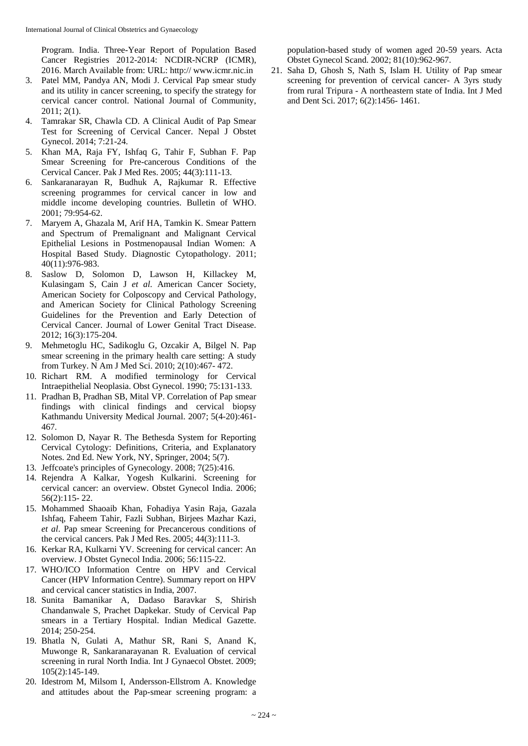Program. India. Three-Year Report of Population Based Cancer Registries 2012-2014: NCDIR-NCRP (ICMR), 2016. March Available from: URL: http:// www.icmr.nic.in

3. Patel MM, Pandya AN, Modi J. Cervical Pap smear study and its utility in cancer screening, to specify the strategy for cervical cancer control. National Journal of Community, 2011; 2(1).
4. Tamrakar SR, Chawla CD. A Clinical Audit of Pap Smear Test for Screening of Cervical Cancer. Nepal J Obstet Gynecol. 2014; 7:21-24.
5. Khan MA, Raja FY, Ishfaq G, Tahir F, Subhan F. Pap Smear Screening for Pre-cancerous Conditions of the Cervical Cancer. Pak J Med Res. 2005; 44(3):111-13.
6. Sankaranarayan R, Budhuk A, Rajkumar R. Effective screening programmes for cervical cancer in low and middle income developing countries. Bulletin of WHO. 2001; 79:954-62.
7. Maryem A, Ghazala M, Arif HA, Tamkin K. Smear Pattern and Spectrum of Premalignant and Malignant Cervical Epithelial Lesions in Postmenopausal Indian Women: A Hospital Based Study. Diagnostic Cytopathology. 2011; 40(11):976-983.
8. Saslow D, Solomon D, Lawson H, Killackey M, Kulasingam S, Cain J *et al*. American Cancer Society, American Society for Colposcopy and Cervical Pathology, and American Society for Clinical Pathology Screening Guidelines for the Prevention and Early Detection of Cervical Cancer. Journal of Lower Genital Tract Disease. 2012; 16(3):175-204.
9. Mehmetoglu HC, Sadikoglu G, Ozcakir A, Bilgel N. Pap smear screening in the primary health care setting: A study from Turkey. N Am J Med Sci. 2010; 2(10):467- 472.
10. Richart RM. A modified terminology for Cervical Intraepithelial Neoplasia. Obst Gynecol. 1990; 75:131-133.
11. Pradhan B, Pradhan SB, Mital VP. Correlation of Pap smear findings with clinical findings and cervical biopsy Kathmandu University Medical Journal. 2007; 5(4-20):461-467.
12. Solomon D, Nayar R. The Bethesda System for Reporting Cervical Cytology: Definitions, Criteria, and Explanatory Notes. 2nd Ed. New York, NY, Springer, 2004; 5(7).
13. Jeffcoate's principles of Gynecology. 2008; 7(25):416.
14. Rejendra A Kalkar, Yogesh Kulkarini. Screening for cervical cancer: an overview. Obstet Gynecol India. 2006; 56(2):115- 22.
15. Mohammed Shaoaib Khan, Fohadiya Yasin Raja, Gazala Ishfaq, Faheem Tahir, Fazli Subhan, Birjees Mazhar Kazi, *et al*. Pap smear Screening for Precancerous conditions of the cervical cancers. Pak J Med Res. 2005; 44(3):111-3.
16. Kerkar RA, Kulkarni YV. Screening for cervical cancer: An overview. J Obstet Gynecol India. 2006; 56:115-22.
17. WHO/ICO Information Centre on HPV and Cervical Cancer (HPV Information Centre). Summary report on HPV and cervical cancer statistics in India, 2007.
18. Sunita Bamanikar A, Dadaso Baravkar S, Shirish Chandanwale S, Prachet Dapkekar. Study of Cervical Pap smears in a Tertiary Hospital. Indian Medical Gazette. 2014; 250-254.
19. Bhatla N, Gulati A, Mathur SR, Rani S, Anand K, Muwonge R, Sankaranarayanan R. Evaluation of cervical screening in rural North India. Int J Gynaecol Obstet. 2009; 105(2):145-149.
20. Idestrom M, Milsom I, Andersson-Ellstrom A. Knowledge and attitudes about the Pap-smear screening program: a population-based study of women aged 20-59 years. Acta Obstet Gynecol Scand. 2002; 81(10):962-967.
21. Saha D, Ghosh S, Nath S, Islam H. Utility of Pap smear screening for prevention of cervical cancer- A 3yrs study from rural Tripura - A northeastern state of India. Int J Med and Dent Sci. 2017; 6(2):1456- 1461.